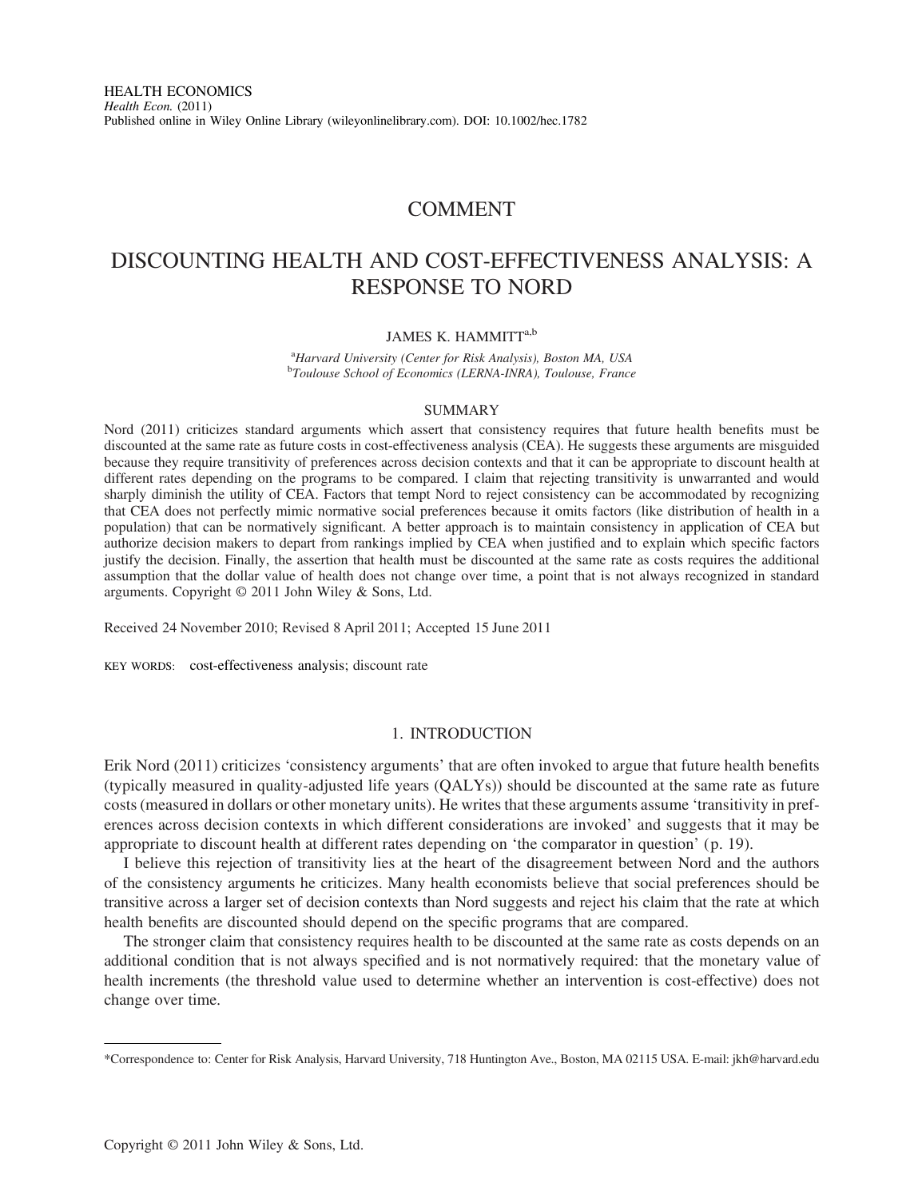HEALTH ECONOMICS
*Health Econ.* (2011)
Published online in Wiley Online Library (wileyonlinelibrary.com). DOI: 10.1002/hec.1782

COMMENT

# DISCOUNTING HEALTH AND COST-EFFECTIVENESS ANALYSIS: A RESPONSE TO NORD

JAMES K. HAMMITT[a,b]

[a]*Harvard University (Center for Risk Analysis), Boston MA, USA*
[b]*Toulouse School of Economics (LERNA-INRA), Toulouse, France*

## SUMMARY

Nord (2011) criticizes standard arguments which assert that consistency requires that future health benefits must be discounted at the same rate as future costs in cost-effectiveness analysis (CEA). He suggests these arguments are misguided because they require transitivity of preferences across decision contexts and that it can be appropriate to discount health at different rates depending on the programs to be compared. I claim that rejecting transitivity is unwarranted and would sharply diminish the utility of CEA. Factors that tempt Nord to reject consistency can be accommodated by recognizing that CEA does not perfectly mimic normative social preferences because it omits factors (like distribution of health in a population) that can be normatively significant. A better approach is to maintain consistency in application of CEA but authorize decision makers to depart from rankings implied by CEA when justified and to explain which specific factors justify the decision. Finally, the assertion that health must be discounted at the same rate as costs requires the additional assumption that the dollar value of health does not change over time, a point that is not always recognized in standard arguments. Copyright © 2011 John Wiley & Sons, Ltd.

Received 24 November 2010; Revised 8 April 2011; Accepted 15 June 2011

KEY WORDS: cost-effectiveness analysis; discount rate

## 1. INTRODUCTION

Erik Nord (2011) criticizes 'consistency arguments' that are often invoked to argue that future health benefits (typically measured in quality-adjusted life years (QALYs)) should be discounted at the same rate as future costs (measured in dollars or other monetary units). He writes that these arguments assume 'transitivity in preferences across decision contexts in which different considerations are invoked' and suggests that it may be appropriate to discount health at different rates depending on 'the comparator in question' (p. 19).

I believe this rejection of transitivity lies at the heart of the disagreement between Nord and the authors of the consistency arguments he criticizes. Many health economists believe that social preferences should be transitive across a larger set of decision contexts than Nord suggests and reject his claim that the rate at which health benefits are discounted should depend on the specific programs that are compared.

The stronger claim that consistency requires health to be discounted at the same rate as costs depends on an additional condition that is not always specified and is not normatively required: that the monetary value of health increments (the threshold value used to determine whether an intervention is cost-effective) does not change over time.

\*Correspondence to: Center for Risk Analysis, Harvard University, 718 Huntington Ave., Boston, MA 02115 USA. E-mail: jkh@harvard.edu

Copyright © 2011 John Wiley & Sons, Ltd.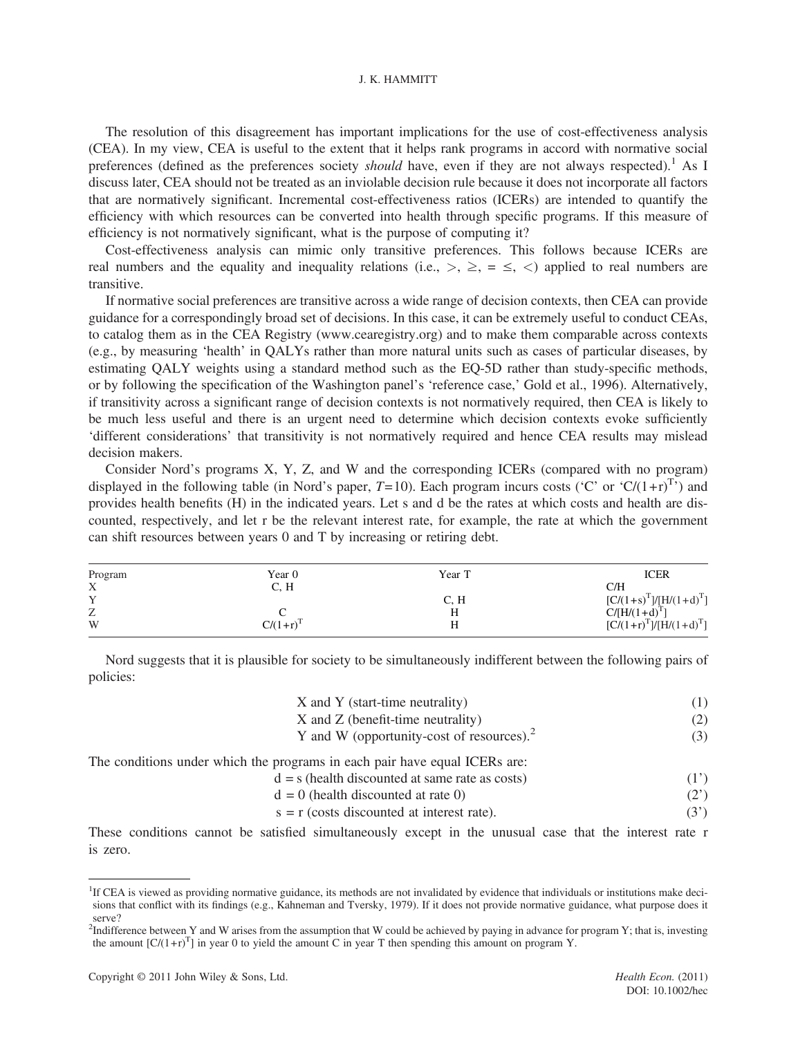The resolution of this disagreement has important implications for the use of cost-effectiveness analysis (CEA). In my view, CEA is useful to the extent that it helps rank programs in accord with normative social preferences (defined as the preferences society *should* have, even if they are not always respected).[1] As I discuss later, CEA should not be treated as an inviolable decision rule because it does not incorporate all factors that are normatively significant. Incremental cost-effectiveness ratios (ICERs) are intended to quantify the efficiency with which resources can be converted into health through specific programs. If this measure of efficiency is not normatively significant, what is the purpose of computing it?

Cost-effectiveness analysis can mimic only transitive preferences. This follows because ICERs are real numbers and the equality and inequality relations (i.e., $>$, $\geq$, $=$ $\leq$, $<$) applied to real numbers are transitive.

If normative social preferences are transitive across a wide range of decision contexts, then CEA can provide guidance for a correspondingly broad set of decisions. In this case, it can be extremely useful to conduct CEAs, to catalog them as in the CEA Registry (www.cearegistry.org) and to make them comparable across contexts (e.g., by measuring 'health' in QALYs rather than more natural units such as cases of particular diseases, by estimating QALY weights using a standard method such as the EQ-5D rather than study-specific methods, or by following the specification of the Washington panel's 'reference case,' Gold et al., 1996). Alternatively, if transitivity across a significant range of decision contexts is not normatively required, then CEA is likely to be much less useful and there is an urgent need to determine which decision contexts evoke sufficiently 'different considerations' that transitivity is not normatively required and hence CEA results may mislead decision makers.

Consider Nord's programs X, Y, Z, and W and the corresponding ICERs (compared with no program) displayed in the following table (in Nord's paper, $T=10$). Each program incurs costs ('C' or '$C/(1+r)^T$') and provides health benefits (H) in the indicated years. Let s and d be the rates at which costs and health are discounted, respectively, and let r be the relevant interest rate, for example, the rate at which the government can shift resources between years 0 and T by increasing or retiring debt.

| Program | Year 0 | Year T | ICER |
|---|---|---|---|
| X | C, H | | $C/H$ |
| Y | | C, H | $[C/(1+s)^T]/[H/(1+d)^T]$ |
| Z | C | H | $C/[H/(1+d)^T]$ |
| W | $C/(1+r)^T$ | H | $[C/(1+r)^T]/[H/(1+d)^T]$ |

Nord suggests that it is plausible for society to be simultaneously indifferent between the following pairs of policies:

X and Y (start-time neutrality) (1)

X and Z (benefit-time neutrality) (2)

Y and W (opportunity-cost of resources).[2] (3)

The conditions under which the programs in each pair have equal ICERs are:

$d = s$ (health discounted at same rate as costs) (1')

$d = 0$ (health discounted at rate 0) (2')

$s = r$ (costs discounted at interest rate). (3')

These conditions cannot be satisfied simultaneously except in the unusual case that the interest rate r is zero.

---

[1]If CEA is viewed as providing normative guidance, its methods are not invalidated by evidence that individuals or institutions make decisions that conflict with its findings (e.g., Kahneman and Tversky, 1979). If it does not provide normative guidance, what purpose does it serve?

[2]Indifference between Y and W arises from the assumption that W could be achieved by paying in advance for program Y; that is, investing the amount $[C/(1+r)^T]$ in year 0 to yield the amount C in year T then spending this amount on program Y.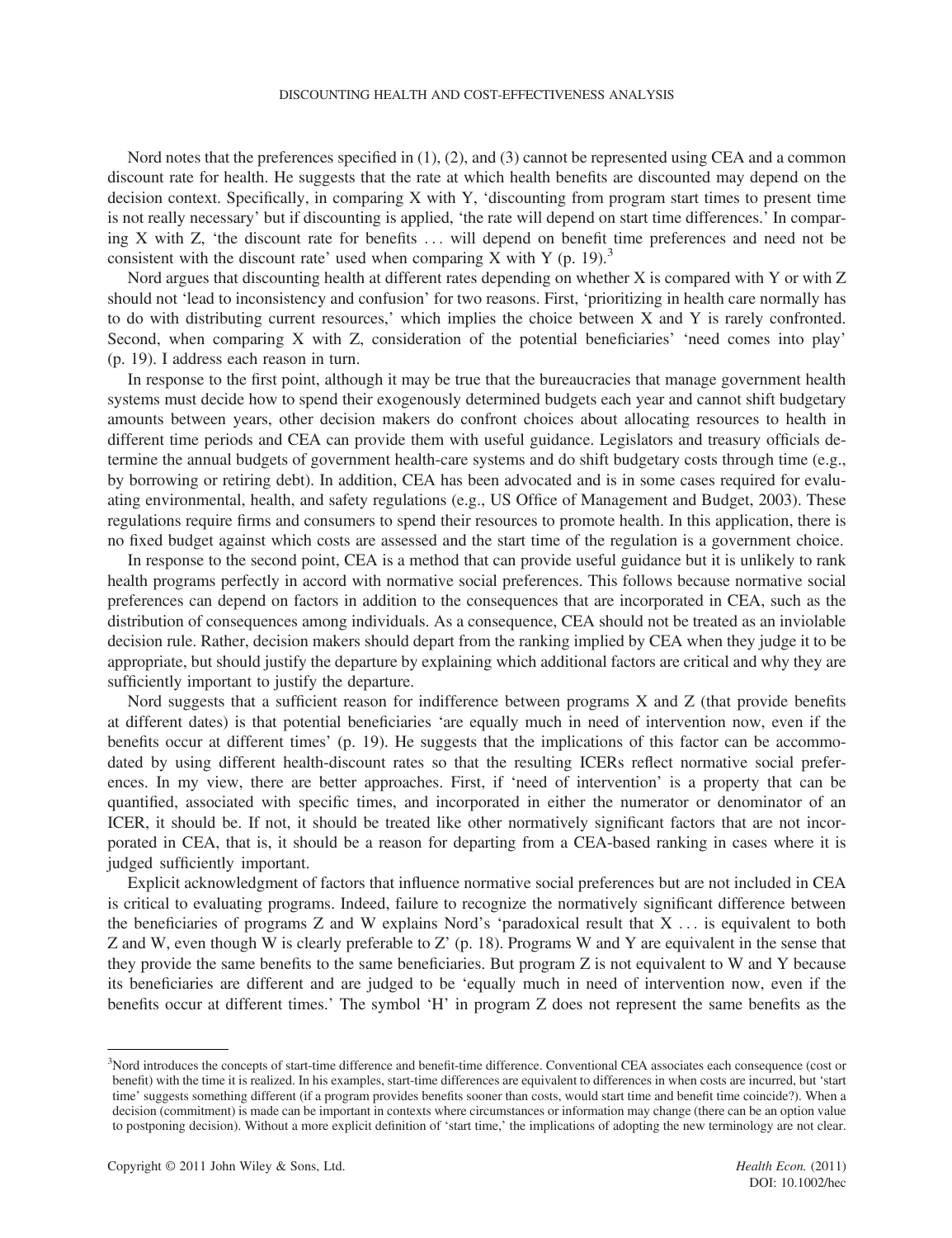Nord notes that the preferences specified in (1), (2), and (3) cannot be represented using CEA and a common discount rate for health. He suggests that the rate at which health benefits are discounted may depend on the decision context. Specifically, in comparing X with Y, 'discounting from program start times to present time is not really necessary' but if discounting is applied, 'the rate will depend on start time differences.' In comparing X with Z, 'the discount rate for benefits ... will depend on benefit time preferences and need not be consistent with the discount rate' used when comparing X with Y (p. 19).[3]

Nord argues that discounting health at different rates depending on whether X is compared with Y or with Z should not 'lead to inconsistency and confusion' for two reasons. First, 'prioritizing in health care normally has to do with distributing current resources,' which implies the choice between X and Y is rarely confronted. Second, when comparing X with Z, consideration of the potential beneficiaries' 'need comes into play' (p. 19). I address each reason in turn.

In response to the first point, although it may be true that the bureaucracies that manage government health systems must decide how to spend their exogenously determined budgets each year and cannot shift budgetary amounts between years, other decision makers do confront choices about allocating resources to health in different time periods and CEA can provide them with useful guidance. Legislators and treasury officials determine the annual budgets of government health-care systems and do shift budgetary costs through time (e.g., by borrowing or retiring debt). In addition, CEA has been advocated and is in some cases required for evaluating environmental, health, and safety regulations (e.g., US Office of Management and Budget, 2003). These regulations require firms and consumers to spend their resources to promote health. In this application, there is no fixed budget against which costs are assessed and the start time of the regulation is a government choice.

In response to the second point, CEA is a method that can provide useful guidance but it is unlikely to rank health programs perfectly in accord with normative social preferences. This follows because normative social preferences can depend on factors in addition to the consequences that are incorporated in CEA, such as the distribution of consequences among individuals. As a consequence, CEA should not be treated as an inviolable decision rule. Rather, decision makers should depart from the ranking implied by CEA when they judge it to be appropriate, but should justify the departure by explaining which additional factors are critical and why they are sufficiently important to justify the departure.

Nord suggests that a sufficient reason for indifference between programs X and Z (that provide benefits at different dates) is that potential beneficiaries 'are equally much in need of intervention now, even if the benefits occur at different times' (p. 19). He suggests that the implications of this factor can be accommodated by using different health-discount rates so that the resulting ICERs reflect normative social preferences. In my view, there are better approaches. First, if 'need of intervention' is a property that can be quantified, associated with specific times, and incorporated in either the numerator or denominator of an ICER, it should be. If not, it should be treated like other normatively significant factors that are not incorporated in CEA, that is, it should be a reason for departing from a CEA-based ranking in cases where it is judged sufficiently important.

Explicit acknowledgment of factors that influence normative social preferences but are not included in CEA is critical to evaluating programs. Indeed, failure to recognize the normatively significant difference between the beneficiaries of programs Z and W explains Nord's 'paradoxical result that X ... is equivalent to both Z and W, even though W is clearly preferable to Z' (p. 18). Programs W and Y are equivalent in the sense that they provide the same benefits to the same beneficiaries. But program Z is not equivalent to W and Y because its beneficiaries are different and are judged to be 'equally much in need of intervention now, even if the benefits occur at different times.' The symbol 'H' in program Z does not represent the same benefits as the

[3]Nord introduces the concepts of start-time difference and benefit-time difference. Conventional CEA associates each consequence (cost or benefit) with the time it is realized. In his examples, start-time differences are equivalent to differences in when costs are incurred, but 'start time' suggests something different (if a program provides benefits sooner than costs, would start time and benefit time coincide?). When a decision (commitment) is made can be important in contexts where circumstances or information may change (there can be an option value to postponing decision). Without a more explicit definition of 'start time,' the implications of adopting the new terminology are not clear.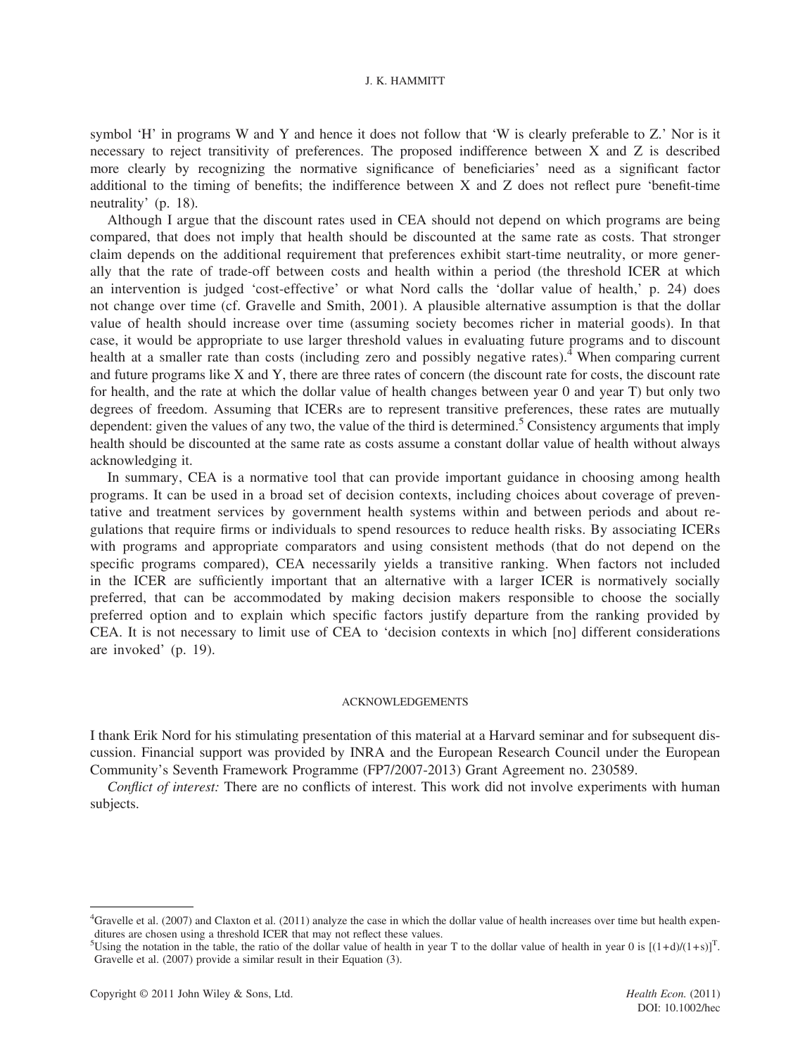symbol 'H' in programs W and Y and hence it does not follow that 'W is clearly preferable to Z.' Nor is it necessary to reject transitivity of preferences. The proposed indifference between X and Z is described more clearly by recognizing the normative significance of beneficiaries' need as a significant factor additional to the timing of benefits; the indifference between X and Z does not reflect pure 'benefit-time neutrality' (p. 18).

Although I argue that the discount rates used in CEA should not depend on which programs are being compared, that does not imply that health should be discounted at the same rate as costs. That stronger claim depends on the additional requirement that preferences exhibit start-time neutrality, or more generally that the rate of trade-off between costs and health within a period (the threshold ICER at which an intervention is judged 'cost-effective' or what Nord calls the 'dollar value of health,' p. 24) does not change over time (cf. Gravelle and Smith, 2001). A plausible alternative assumption is that the dollar value of health should increase over time (assuming society becomes richer in material goods). In that case, it would be appropriate to use larger threshold values in evaluating future programs and to discount health at a smaller rate than costs (including zero and possibly negative rates).[4] When comparing current and future programs like X and Y, there are three rates of concern (the discount rate for costs, the discount rate for health, and the rate at which the dollar value of health changes between year 0 and year T) but only two degrees of freedom. Assuming that ICERs are to represent transitive preferences, these rates are mutually dependent: given the values of any two, the value of the third is determined.[5] Consistency arguments that imply health should be discounted at the same rate as costs assume a constant dollar value of health without always acknowledging it.

In summary, CEA is a normative tool that can provide important guidance in choosing among health programs. It can be used in a broad set of decision contexts, including choices about coverage of preventative and treatment services by government health systems within and between periods and about regulations that require firms or individuals to spend resources to reduce health risks. By associating ICERs with programs and appropriate comparators and using consistent methods (that do not depend on the specific programs compared), CEA necessarily yields a transitive ranking. When factors not included in the ICER are sufficiently important that an alternative with a larger ICER is normatively socially preferred, that can be accommodated by making decision makers responsible to choose the socially preferred option and to explain which specific factors justify departure from the ranking provided by CEA. It is not necessary to limit use of CEA to 'decision contexts in which [no] different considerations are invoked' (p. 19).

## ACKNOWLEDGEMENTS

I thank Erik Nord for his stimulating presentation of this material at a Harvard seminar and for subsequent discussion. Financial support was provided by INRA and the European Research Council under the European Community's Seventh Framework Programme (FP7/2007-2013) Grant Agreement no. 230589.

*Conflict of interest:* There are no conflicts of interest. This work did not involve experiments with human subjects.

---

[4] Gravelle et al. (2007) and Claxton et al. (2011) analyze the case in which the dollar value of health increases over time but health expenditures are chosen using a threshold ICER that may not reflect these values.

[5] Using the notation in the table, the ratio of the dollar value of health in year T to the dollar value of health in year 0 is $[(1+d)/(1+s)]^T$. Gravelle et al. (2007) provide a similar result in their Equation (3).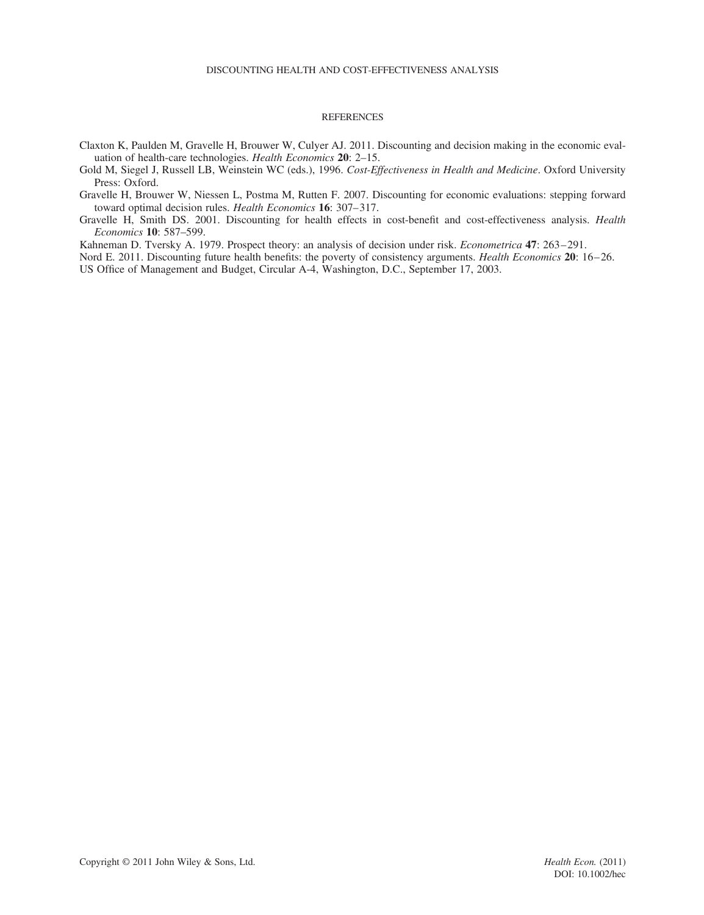## REFERENCES

Claxton K, Paulden M, Gravelle H, Brouwer W, Culyer AJ. 2011. Discounting and decision making in the economic evaluation of health-care technologies. *Health Economics* **20**: 2–15.

Gold M, Siegel J, Russell LB, Weinstein WC (eds.), 1996. *Cost-Effectiveness in Health and Medicine*. Oxford University Press: Oxford.

Gravelle H, Brouwer W, Niessen L, Postma M, Rutten F. 2007. Discounting for economic evaluations: stepping forward toward optimal decision rules. *Health Economics* **16**: 307–317.

Gravelle H, Smith DS. 2001. Discounting for health effects in cost-benefit and cost-effectiveness analysis. *Health Economics* **10**: 587–599.

Kahneman D. Tversky A. 1979. Prospect theory: an analysis of decision under risk. *Econometrica* **47**: 263–291.

Nord E. 2011. Discounting future health benefits: the poverty of consistency arguments. *Health Economics* **20**: 16–26.

US Office of Management and Budget, Circular A-4, Washington, D.C., September 17, 2003.